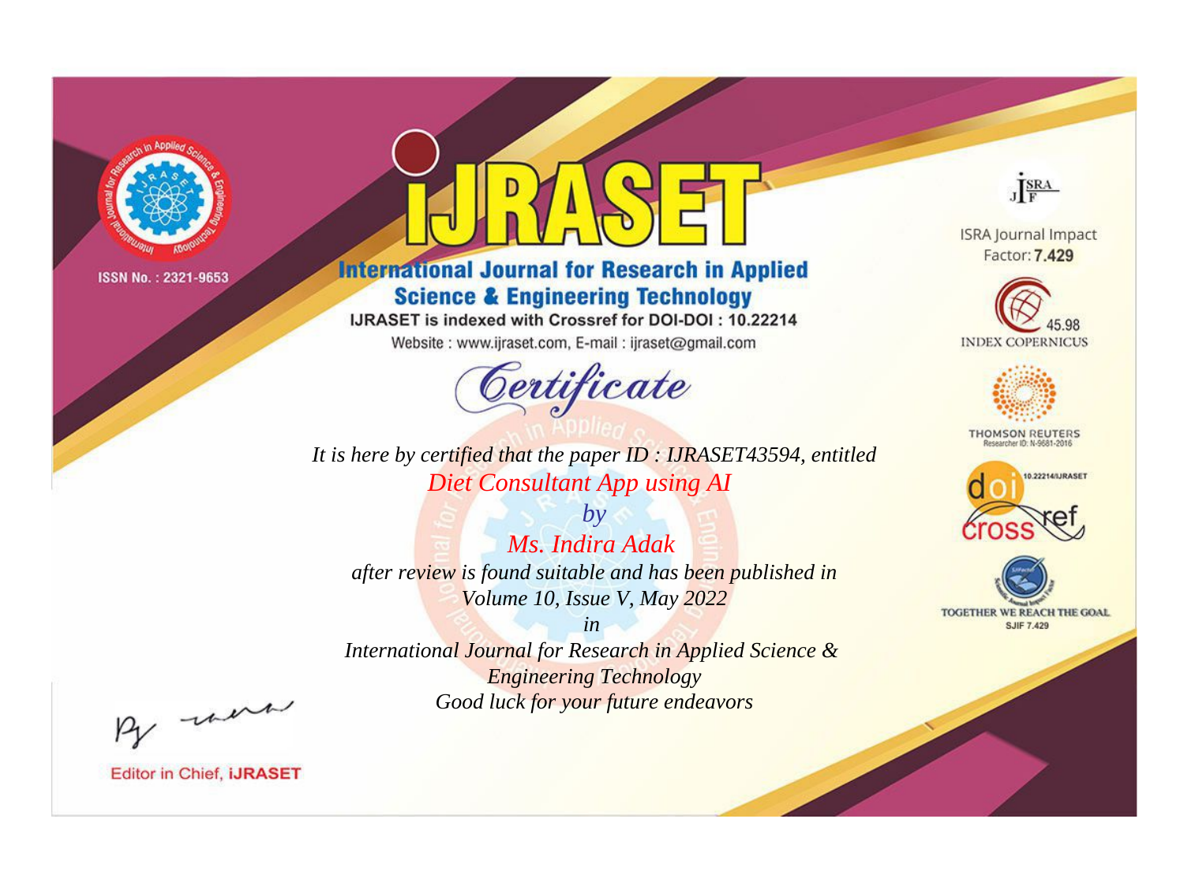ISSN No. : 2321-9653

# iJRASET

## International Journal for Research in Applied Science & Engineering Technology

IJRASET is indexed with Crossref for DOI-DOI : 10.22214

Website : www.ijraset.com, E-mail : ijraset@gmail.com

ISRA Journal Impact Factor: **7.429**

45.98 INDEX COPERNICUS

THOMSON REUTERS Researcher ID: N-9681-2016

10.22214/IJRASET

TOGETHER WE REACH THE GOAL SJIF 7.429

# *Certificate*

*It is here by certified that the paper ID : IJRASET43594, entitled*

*Diet Consultant App using AI*

*by*

*Ms. Indira Adak*

*after review is found suitable and has been published in*

*Volume 10, Issue V, May 2022*

*in*

*International Journal for Research in Applied Science & Engineering Technology*

*Good luck for your future endeavors*

Editor in Chief, **iJRASET**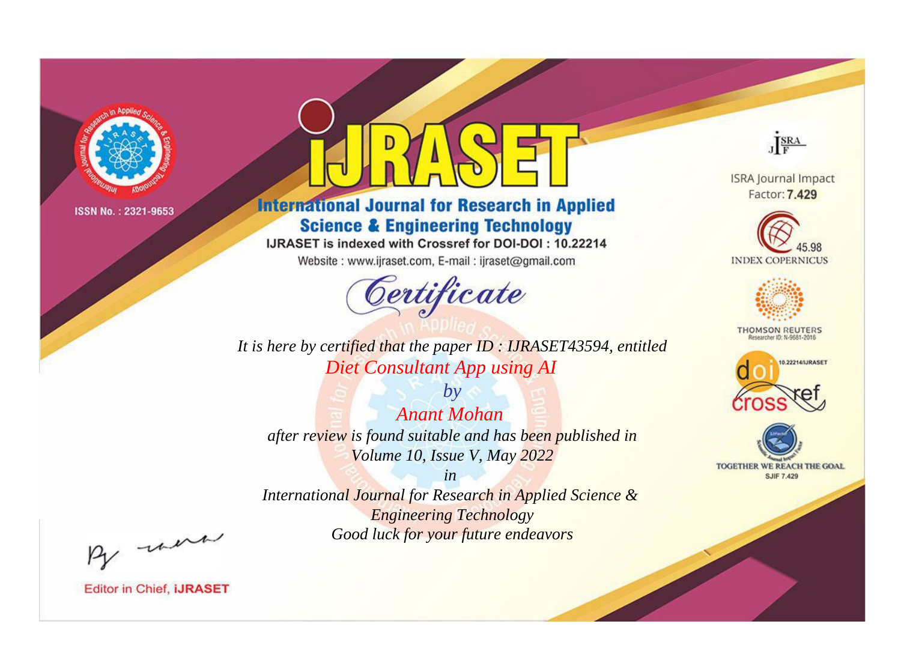ISSN No. : 2321-9653

# iJRASET

## International Journal for Research in Applied Science & Engineering Technology

IJRASET is indexed with Crossref for DOI-DOI : 10.22214

Website : www.ijraset.com, E-mail : ijraset@gmail.com

ISRA Journal Impact Factor: **7.429**

45.98 INDEX COPERNICUS

THOMSON REUTERS Researcher ID: N-9681-2016

10.22214/IJRASET

TOGETHER WE REACH THE GOAL SJIF 7.429

# *Certificate*

*It is here by certified that the paper ID : IJRASET43594, entitled*

*Diet Consultant App using AI*

*by*

*Anant Mohan*

*after review is found suitable and has been published in*

*Volume 10, Issue V, May 2022*

*in*

*International Journal for Research in Applied Science & Engineering Technology*

*Good luck for your future endeavors*

Editor in Chief, **iJRASET**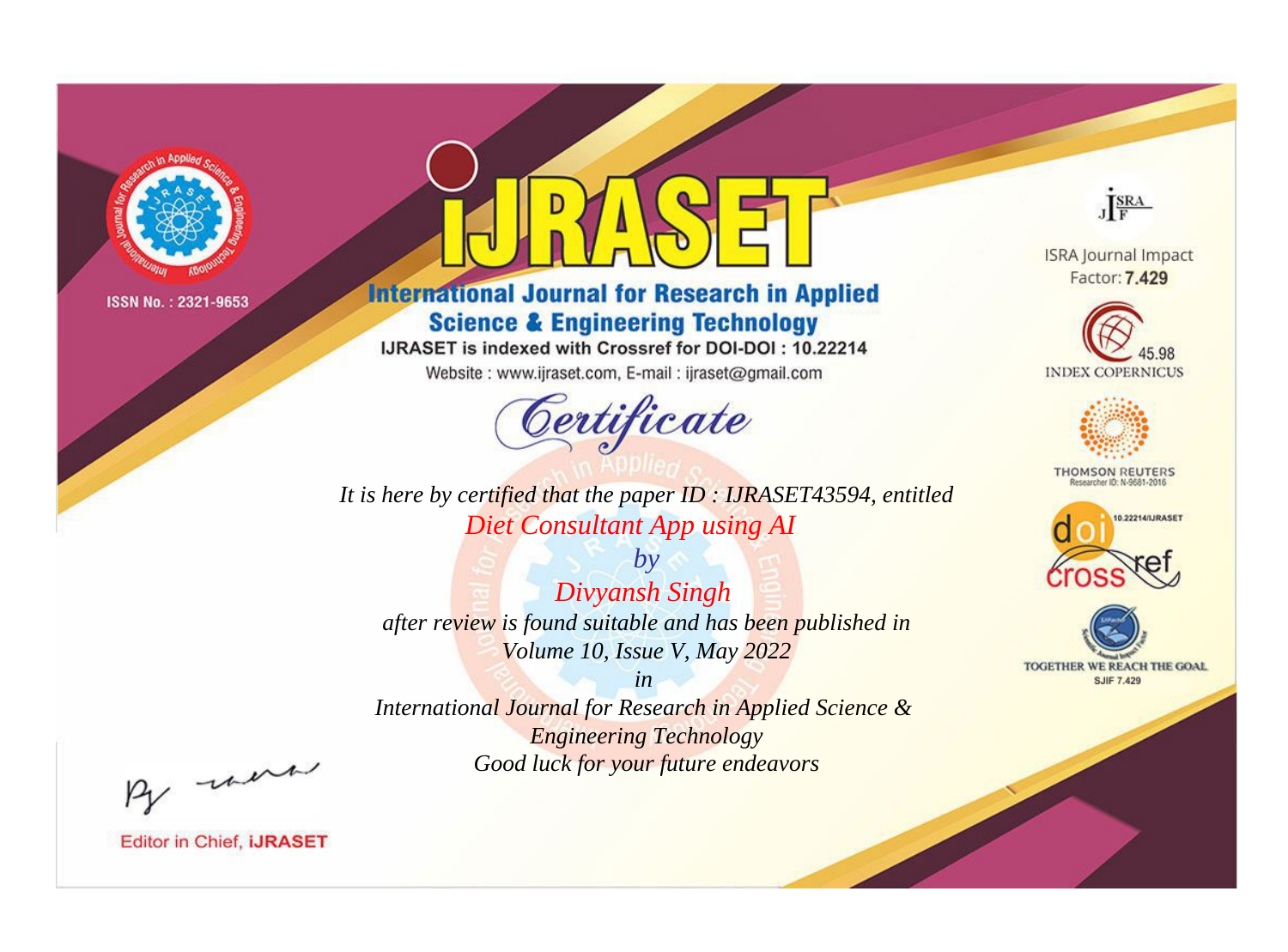ISSN No. : 2321-9653

# IJRASET

## International Journal for Research in Applied Science & Engineering Technology

IJRASET is indexed with Crossref for DOI-DOI : 10.22214

Website : www.ijraset.com, E-mail : ijraset@gmail.com

ISRA Journal Impact Factor: **7.429**

45.98 INDEX COPERNICUS

THOMSON REUTERS Researcher ID: N-9681-2016

10.22214/IJRASET

TOGETHER WE REACH THE GOAL SJIF 7.429

# *Certificate*

*It is here by certified that the paper ID : IJRASET43594, entitled*

*Diet Consultant App using AI*

*by*

*Divyansh Singh*

*after review is found suitable and has been published in*

*Volume 10, Issue V, May 2022*

*in*

*International Journal for Research in Applied Science & Engineering Technology*

*Good luck for your future endeavors*

Editor in Chief, **IJRASET**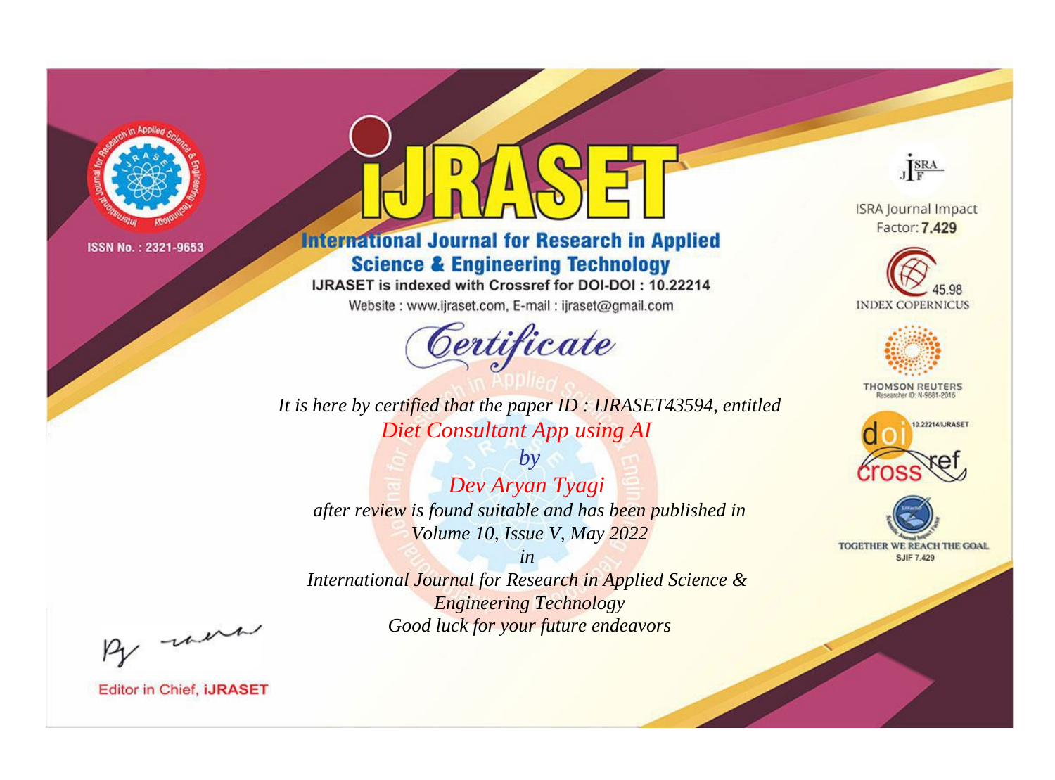ISSN No. : 2321-9653

# iJRASET

## International Journal for Research in Applied Science & Engineering Technology

IJRASET is indexed with Crossref for DOI-DOI : 10.22214

Website : www.ijraset.com, E-mail : ijraset@gmail.com

*Certificate*

*It is here by certified that the paper ID : IJRASET43594, entitled*

*Diet Consultant App using AI*

*by*

*Dev Aryan Tyagi*

*after review is found suitable and has been published in*

*Volume 10, Issue V, May 2022*

*in*

*International Journal for Research in Applied Science & Engineering Technology*

*Good luck for your future endeavors*

ISRA Journal Impact Factor: **7.429**

45.98 INDEX COPERNICUS

THOMSON REUTERS Researcher ID: N-9681-2016

10.22214/IJRASET

TOGETHER WE REACH THE GOAL SJIF 7.429

Editor in Chief, **iJRASET**